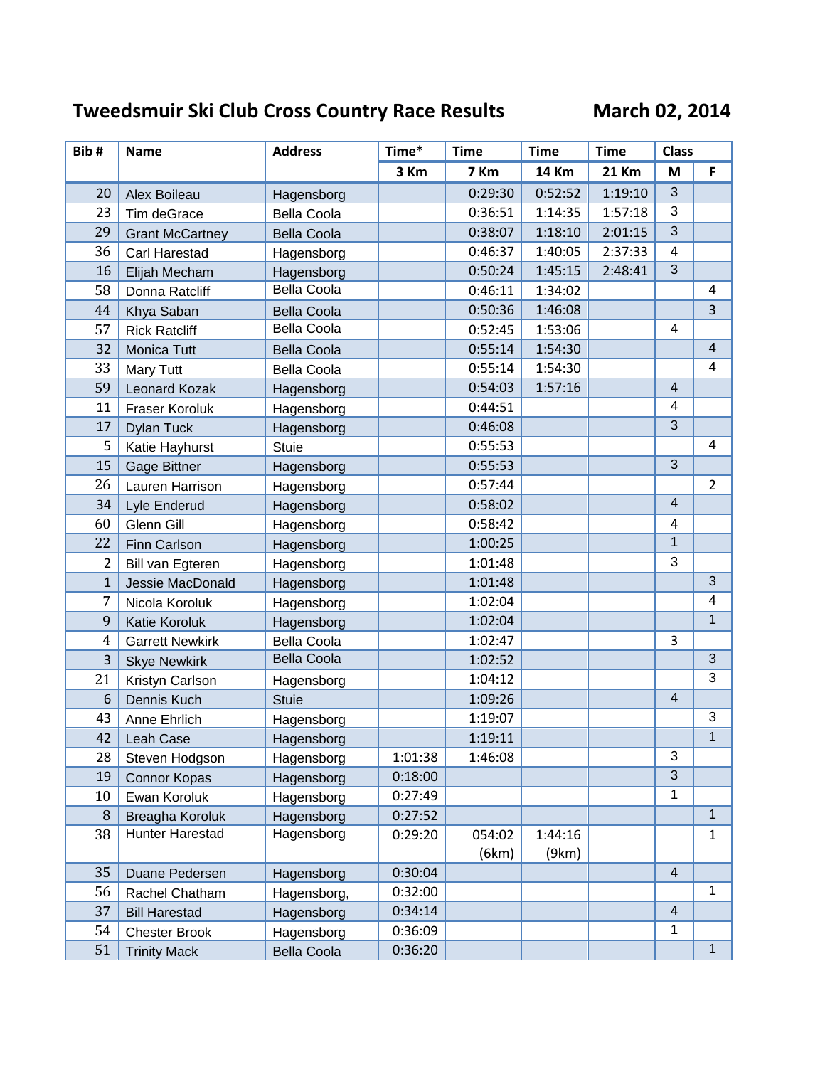# Tweedsmuir Ski Club Cross Country Race Results

**March 02, 2014**

| Bib # | Name | Address | Time* | Time | Time | Time | Class | |
|---|---|---|---|---|---|---|---|---|
| | | | 3 Km | 7 Km | 14 Km | 21 Km | M | F |
| 20 | Alex Boileau | Hagensborg | | 0:29:30 | 0:52:52 | 1:19:10 | 3 | |
| 23 | Tim deGrace | Bella Coola | | 0:36:51 | 1:14:35 | 1:57:18 | 3 | |
| 29 | Grant McCartney | Bella Coola | | 0:38:07 | 1:18:10 | 2:01:15 | 3 | |
| 36 | Carl Harestad | Hagensborg | | 0:46:37 | 1:40:05 | 2:37:33 | 4 | |
| 16 | Elijah Mecham | Hagensborg | | 0:50:24 | 1:45:15 | 2:48:41 | 3 | |
| 58 | Donna Ratcliff | Bella Coola | | 0:46:11 | 1:34:02 | | | 4 |
| 44 | Khya Saban | Bella Coola | | 0:50:36 | 1:46:08 | | | 3 |
| 57 | Rick Ratcliff | Bella Coola | | 0:52:45 | 1:53:06 | | 4 | |
| 32 | Monica Tutt | Bella Coola | | 0:55:14 | 1:54:30 | | | 4 |
| 33 | Mary Tutt | Bella Coola | | 0:55:14 | 1:54:30 | | | 4 |
| 59 | Leonard Kozak | Hagensborg | | 0:54:03 | 1:57:16 | | 4 | |
| 11 | Fraser Koroluk | Hagensborg | | 0:44:51 | | | 4 | |
| 17 | Dylan Tuck | Hagensborg | | 0:46:08 | | | 3 | |
| 5 | Katie Hayhurst | Stuie | | 0:55:53 | | | | 4 |
| 15 | Gage Bittner | Hagensborg | | 0:55:53 | | | 3 | |
| 26 | Lauren Harrison | Hagensborg | | 0:57:44 | | | | 2 |
| 34 | Lyle Enderud | Hagensborg | | 0:58:02 | | | 4 | |
| 60 | Glenn Gill | Hagensborg | | 0:58:42 | | | 4 | |
| 22 | Finn Carlson | Hagensborg | | 1:00:25 | | | 1 | |
| 2 | Bill van Egteren | Hagensborg | | 1:01:48 | | | 3 | |
| 1 | Jessie MacDonald | Hagensborg | | 1:01:48 | | | | 3 |
| 7 | Nicola Koroluk | Hagensborg | | 1:02:04 | | | | 4 |
| 9 | Katie Koroluk | Hagensborg | | 1:02:04 | | | | 1 |
| 4 | Garrett Newkirk | Bella Coola | | 1:02:47 | | | 3 | |
| 3 | Skye Newkirk | Bella Coola | | 1:02:52 | | | | 3 |
| 21 | Kristyn Carlson | Hagensborg | | 1:04:12 | | | | 3 |
| 6 | Dennis Kuch | Stuie | | 1:09:26 | | | 4 | |
| 43 | Anne Ehrlich | Hagensborg | | 1:19:07 | | | | 3 |
| 42 | Leah Case | Hagensborg | | 1:19:11 | | | | 1 |
| 28 | Steven Hodgson | Hagensborg | 1:01:38 | 1:46:08 | | | 3 | |
| 19 | Connor Kopas | Hagensborg | 0:18:00 | | | | 3 | |
| 10 | Ewan Koroluk | Hagensborg | 0:27:49 | | | | 1 | |
| 8 | Breagha Koroluk | Hagensborg | 0:27:52 | | | | | 1 |
| 38 | Hunter Harestad | Hagensborg | 0:29:20 | 054:02 (6km) | 1:44:16 (9km) | | | 1 |
| 35 | Duane Pedersen | Hagensborg | 0:30:04 | | | | 4 | |
| 56 | Rachel Chatham | Hagensborg, | 0:32:00 | | | | | 1 |
| 37 | Bill Harestad | Hagensborg | 0:34:14 | | | | 4 | |
| 54 | Chester Brook | Hagensborg | 0:36:09 | | | | 1 | |
| 51 | Trinity Mack | Bella Coola | 0:36:20 | | | | | 1 |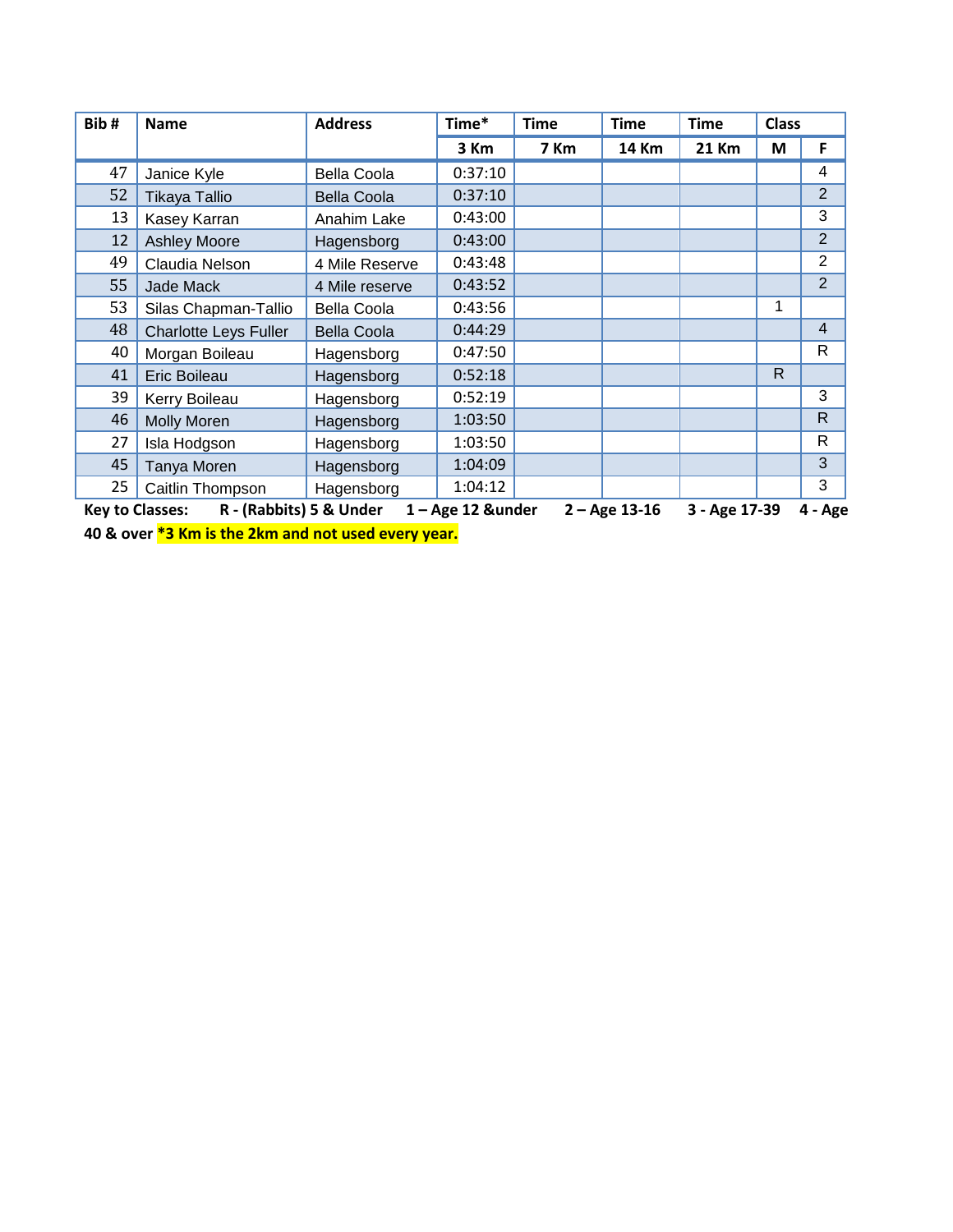| Bib # | Name | Address | Time* | Time | Time | Time | Class | |
|---|---|---|---|---|---|---|---|---|
| | | | 3 Km | 7 Km | 14 Km | 21 Km | M | F |
| 47 | Janice Kyle | Bella Coola | 0:37:10 | | | | | 4 |
| 52 | Tikaya Tallio | Bella Coola | 0:37:10 | | | | | 2 |
| 13 | Kasey Karran | Anahim Lake | 0:43:00 | | | | | 3 |
| 12 | Ashley Moore | Hagensborg | 0:43:00 | | | | | 2 |
| 49 | Claudia Nelson | 4 Mile Reserve | 0:43:48 | | | | | 2 |
| 55 | Jade Mack | 4 Mile reserve | 0:43:52 | | | | | 2 |
| 53 | Silas Chapman-Tallio | Bella Coola | 0:43:56 | | | | 1 | |
| 48 | Charlotte Leys Fuller | Bella Coola | 0:44:29 | | | | | 4 |
| 40 | Morgan Boileau | Hagensborg | 0:47:50 | | | | | R |
| 41 | Eric Boileau | Hagensborg | 0:52:18 | | | | R | |
| 39 | Kerry Boileau | Hagensborg | 0:52:19 | | | | | 3 |
| 46 | Molly Moren | Hagensborg | 1:03:50 | | | | | R |
| 27 | Isla Hodgson | Hagensborg | 1:03:50 | | | | | R |
| 45 | Tanya Moren | Hagensborg | 1:04:09 | | | | | 3 |
| 25 | Caitlin Thompson | Hagensborg | 1:04:12 | | | | | 3 |

**Key to Classes: R - (Rabbits) 5 & Under 1 – Age 12 &under 2 – Age 13-16 3 - Age 17-39 4 - Age 40 & over *3 Km is the 2km and not used every year.**